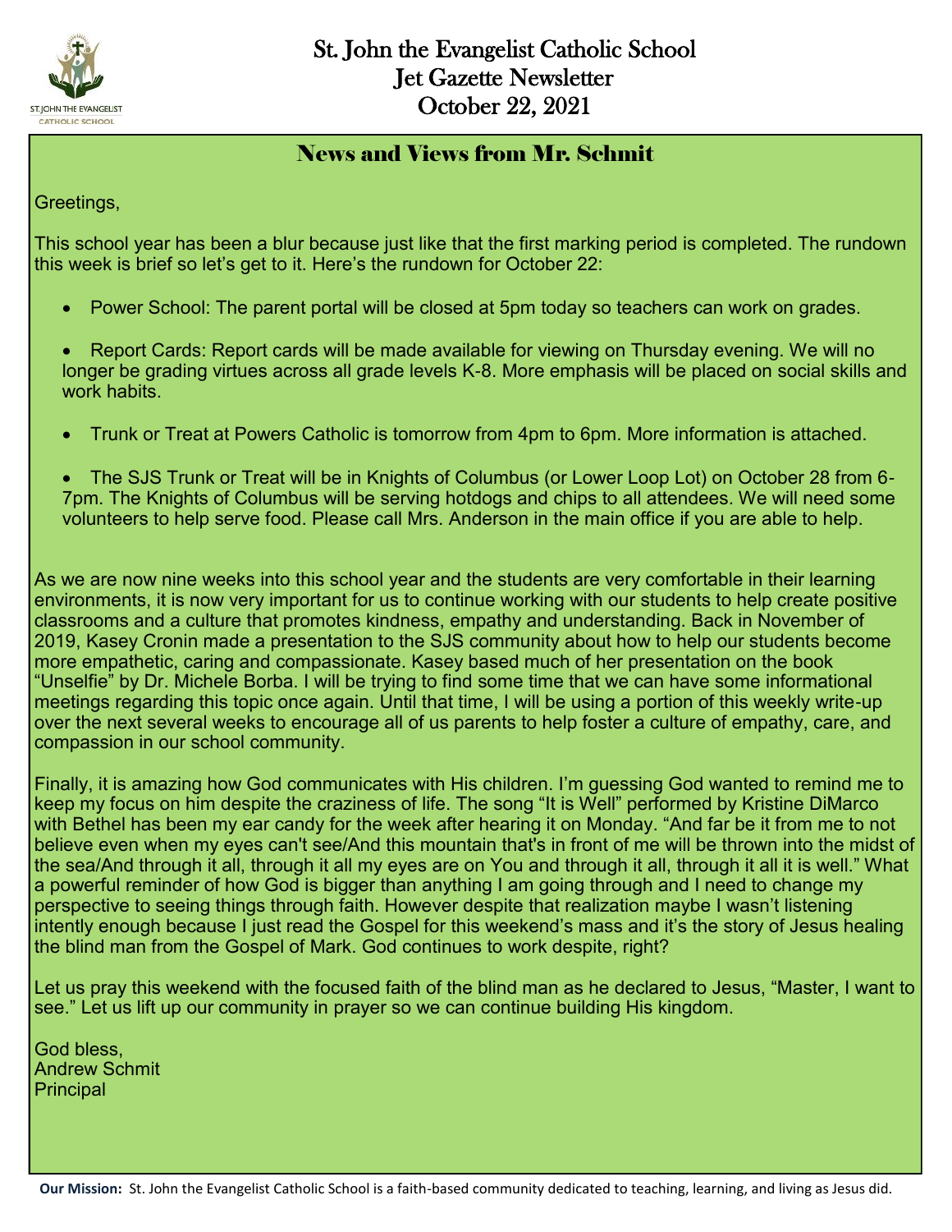# St. John the Evangelist Catholic School
# Jet Gazette Newsletter
# October 22, 2021

## News and Views from Mr. Schmit

Greetings,

This school year has been a blur because just like that the first marking period is completed. The rundown this week is brief so let's get to it. Here's the rundown for October 22:

- Power School: The parent portal will be closed at 5pm today so teachers can work on grades.
- Report Cards: Report cards will be made available for viewing on Thursday evening. We will no longer be grading virtues across all grade levels K-8. More emphasis will be placed on social skills and work habits.
- Trunk or Treat at Powers Catholic is tomorrow from 4pm to 6pm. More information is attached.
- The SJS Trunk or Treat will be in Knights of Columbus (or Lower Loop Lot) on October 28 from 6-7pm. The Knights of Columbus will be serving hotdogs and chips to all attendees. We will need some volunteers to help serve food. Please call Mrs. Anderson in the main office if you are able to help.

As we are now nine weeks into this school year and the students are very comfortable in their learning environments, it is now very important for us to continue working with our students to help create positive classrooms and a culture that promotes kindness, empathy and understanding. Back in November of 2019, Kasey Cronin made a presentation to the SJS community about how to help our students become more empathetic, caring and compassionate. Kasey based much of her presentation on the book "Unselfie" by Dr. Michele Borba. I will be trying to find some time that we can have some informational meetings regarding this topic once again. Until that time, I will be using a portion of this weekly write-up over the next several weeks to encourage all of us parents to help foster a culture of empathy, care, and compassion in our school community.

Finally, it is amazing how God communicates with His children. I'm guessing God wanted to remind me to keep my focus on him despite the craziness of life. The song "It is Well" performed by Kristine DiMarco with Bethel has been my ear candy for the week after hearing it on Monday. "And far be it from me to not believe even when my eyes can't see/And this mountain that's in front of me will be thrown into the midst of the sea/And through it all, through it all my eyes are on You and through it all, through it all it is well." What a powerful reminder of how God is bigger than anything I am going through and I need to change my perspective to seeing things through faith. However despite that realization maybe I wasn't listening intently enough because I just read the Gospel for this weekend's mass and it's the story of Jesus healing the blind man from the Gospel of Mark. God continues to work despite, right?

Let us pray this weekend with the focused faith of the blind man as he declared to Jesus, "Master, I want to see." Let us lift up our community in prayer so we can continue building His kingdom.

God bless,
Andrew Schmit
Principal

**Our Mission:** St. John the Evangelist Catholic School is a faith-based community dedicated to teaching, learning, and living as Jesus did.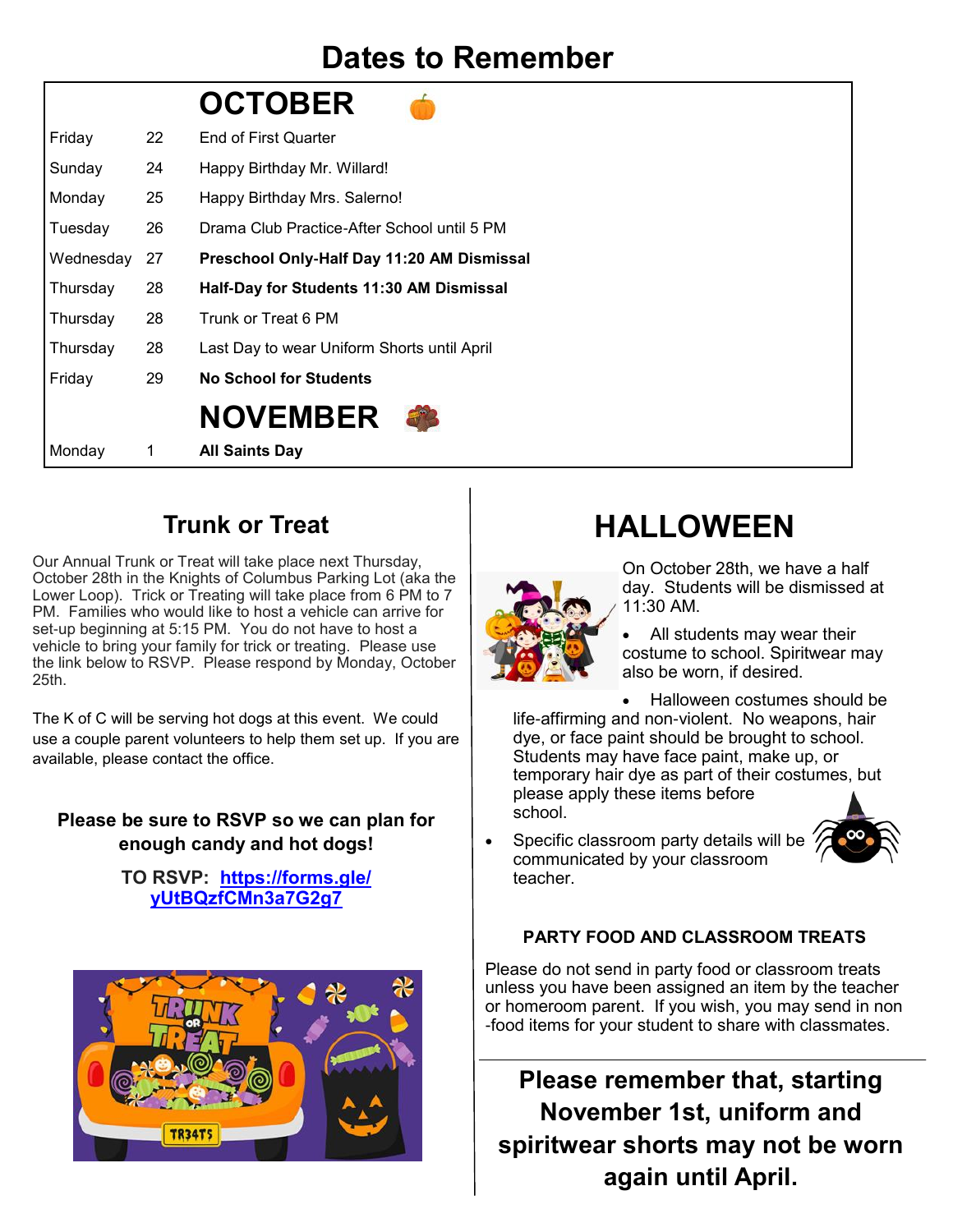# Dates to Remember

| | | OCTOBER |
|---|---|---|
| Friday | 22 | End of First Quarter |
| Sunday | 24 | Happy Birthday Mr. Willard! |
| Monday | 25 | Happy Birthday Mrs. Salerno! |
| Tuesday | 26 | Drama Club Practice-After School until 5 PM |
| Wednesday | 27 | **Preschool Only-Half Day 11:20 AM Dismissal** |
| Thursday | 28 | **Half-Day for Students 11:30 AM Dismissal** |
| Thursday | 28 | Trunk or Treat 6 PM |
| Thursday | 28 | Last Day to wear Uniform Shorts until April |
| Friday | 29 | **No School for Students** |
| | | **NOVEMBER** |
| Monday | 1 | **All Saints Day** |

## Trunk or Treat

Our Annual Trunk or Treat will take place next Thursday, October 28th in the Knights of Columbus Parking Lot (aka the Lower Loop). Trick or Treating will take place from 6 PM to 7 PM. Families who would like to host a vehicle can arrive for set-up beginning at 5:15 PM. You do not have to host a vehicle to bring your family for trick or treating. Please use the link below to RSVP. Please respond by Monday, October 25th.

The K of C will be serving hot dogs at this event. We could use a couple parent volunteers to help them set up. If you are available, please contact the office.

**Please be sure to RSVP so we can plan for enough candy and hot dogs!**

**TO RSVP: https://forms.gle/yUtBQzfCMn3a7G2g7**

## HALLOWEEN

On October 28th, we have a half day. Students will be dismissed at 11:30 AM.

- All students may wear their costume to school. Spiritwear may also be worn, if desired.
- Halloween costumes should be life-affirming and non-violent. No weapons, hair dye, or face paint should be brought to school. Students may have face paint, make up, or temporary hair dye as part of their costumes, but please apply these items before school.
- Specific classroom party details will be communicated by your classroom teacher.

### PARTY FOOD AND CLASSROOM TREATS

Please do not send in party food or classroom treats unless you have been assigned an item by the teacher or homeroom parent. If you wish, you may send in non-food items for your student to share with classmates.

**Please remember that, starting November 1st, uniform and spiritwear shorts may not be worn again until April.**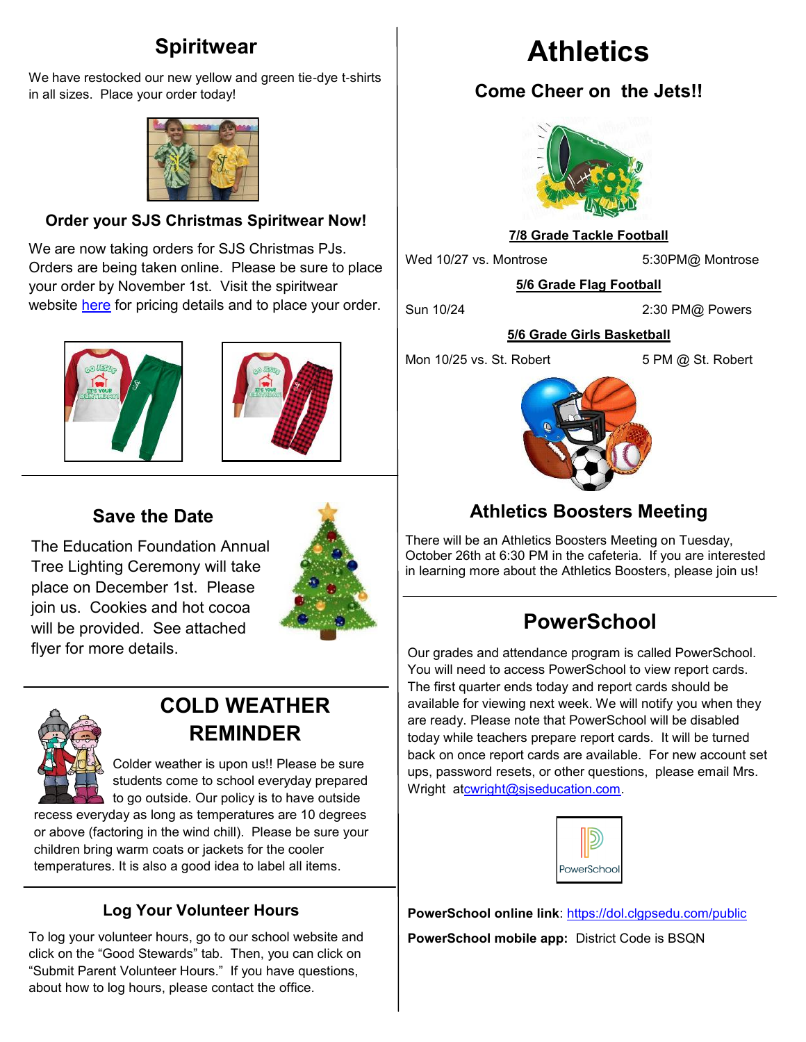## Spiritwear

We have restocked our new yellow and green tie-dye t-shirts in all sizes. Place your order today!

### Order your SJS Christmas Spiritwear Now!

We are now taking orders for SJS Christmas PJs. Orders are being taken online. Please be sure to place your order by November 1st. Visit the spiritwear website here for pricing details and to place your order.

## Save the Date

The Education Foundation Annual Tree Lighting Ceremony will take place on December 1st. Please join us. Cookies and hot cocoa will be provided. See attached flyer for more details.

## COLD WEATHER REMINDER

Colder weather is upon us!! Please be sure students come to school everyday prepared to go outside. Our policy is to have outside recess everyday as long as temperatures are 10 degrees or above (factoring in the wind chill). Please be sure your children bring warm coats or jackets for the cooler temperatures. It is also a good idea to label all items.

### Log Your Volunteer Hours

To log your volunteer hours, go to our school website and click on the "Good Stewards" tab. Then, you can click on "Submit Parent Volunteer Hours." If you have questions, about how to log hours, please contact the office.

# Athletics

## Come Cheer on the Jets!!

**7/8 Grade Tackle Football**

Wed 10/27 vs. Montrose — 5:30PM@ Montrose

**5/6 Grade Flag Football**

Sun 10/24 — 2:30 PM@ Powers

**5/6 Grade Girls Basketball**

Mon 10/25 vs. St. Robert — 5 PM @ St. Robert

## Athletics Boosters Meeting

There will be an Athletics Boosters Meeting on Tuesday, October 26th at 6:30 PM in the cafeteria. If you are interested in learning more about the Athletics Boosters, please join us!

## PowerSchool

Our grades and attendance program is called PowerSchool. You will need to access PowerSchool to view report cards. The first quarter ends today and report cards should be available for viewing next week. We will notify you when they are ready. Please note that PowerSchool will be disabled today while teachers prepare report cards. It will be turned back on once report cards are available. For new account set ups, password resets, or other questions, please email Mrs. Wright at cwright@sjseducation.com.

**PowerSchool online link**: https://dol.clgpsedu.com/public

**PowerSchool mobile app:** District Code is BSQN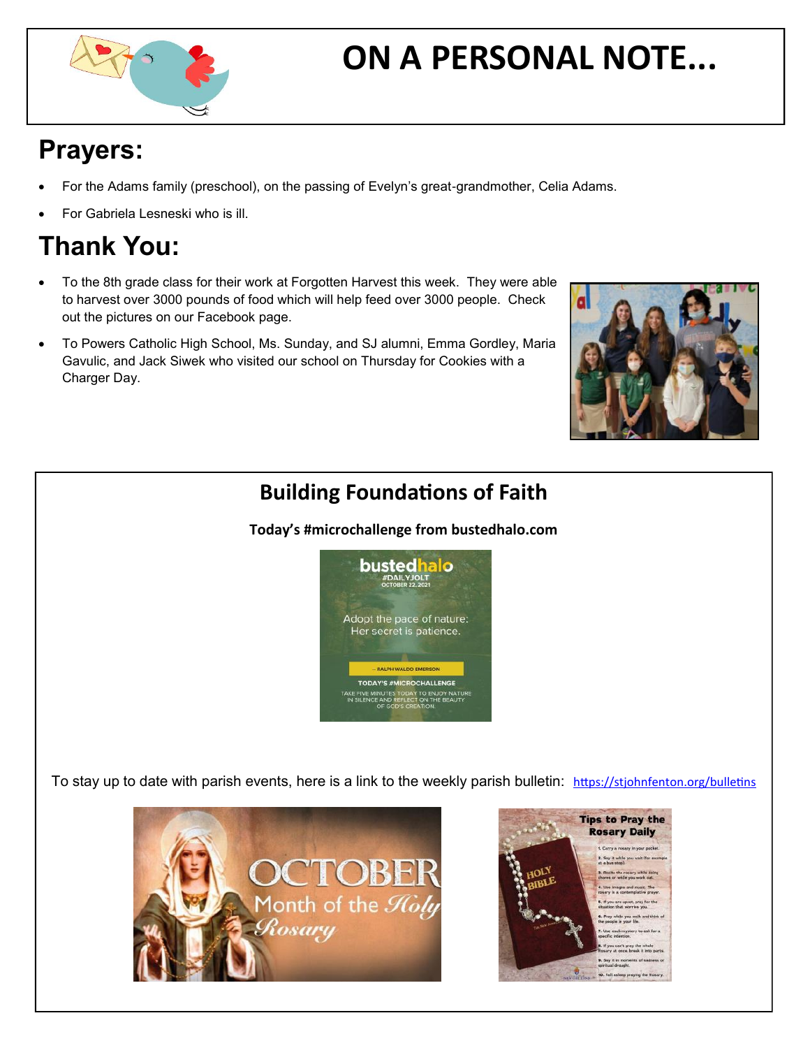# ON A PERSONAL NOTE...

## Prayers:

- For the Adams family (preschool), on the passing of Evelyn's great-grandmother, Celia Adams.
- For Gabriela Lesneski who is ill.

## Thank You:

- To the 8th grade class for their work at Forgotten Harvest this week. They were able to harvest over 3000 pounds of food which will help feed over 3000 people. Check out the pictures on our Facebook page.
- To Powers Catholic High School, Ms. Sunday, and SJ alumni, Emma Gordley, Maria Gavulic, and Jack Siwek who visited our school on Thursday for Cookies with a Charger Day.

## Building Foundations of Faith

**Today's #microchallenge from bustedhalo.com**

To stay up to date with parish events, here is a link to the weekly parish bulletin: https://stjohnfenton.org/bulletins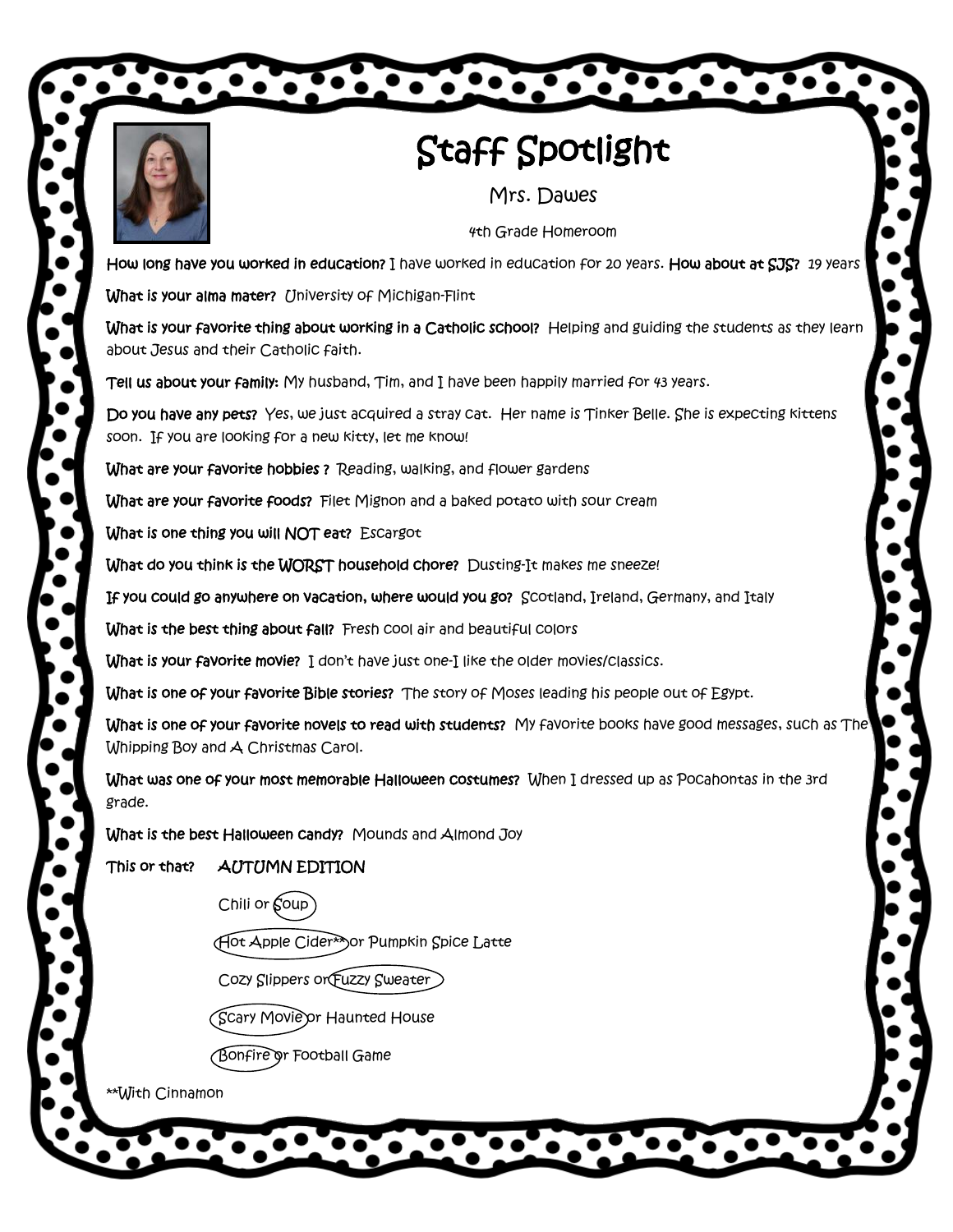# Staff Spotlight

## Mrs. Dawes

4th Grade Homeroom

**How long have you worked in education?** I have worked in education for 20 years. **How about at SJS?** 19 years

**What is your alma mater?** University of Michigan-Flint

**What is your favorite thing about working in a Catholic school?** Helping and guiding the students as they learn about Jesus and their Catholic faith.

**Tell us about your family:** My husband, Tim, and I have been happily married for 43 years.

**Do you have any pets?** Yes, we just acquired a stray cat. Her name is Tinker Belle. She is expecting kittens soon. If you are looking for a new kitty, let me know!

**What are your favorite hobbies ?** Reading, walking, and flower gardens

**What are your favorite foods?** Filet Mignon and a baked potato with sour cream

**What is one thing you will NOT eat?** Escargot

**What do you think is the WORST household chore?** Dusting-It makes me sneeze!

**If you could go anywhere on vacation, where would you go?** Scotland, Ireland, Germany, and Italy

**What is the best thing about fall?** Fresh cool air and beautiful colors

**What is your favorite movie?** I don't have just one-I like the older movies/classics.

**What is one of your favorite Bible stories?** The story of Moses leading his people out of Egypt.

**What is one of your favorite novels to read with students?** My favorite books have good messages, such as The Whipping Boy and A Christmas Carol.

**What was one of your most memorable Halloween costumes?** When I dressed up as Pocahontas in the 3rd grade.

**What is the best Halloween candy?** Mounds and Almond Joy

**This or that?** AUTUMN EDITION

- Chili or **Soup** (circled)
- **Hot Apple Cider**** (circled) or Pumpkin Spice Latte
- Cozy Slippers or **Fuzzy Sweater** (circled)
- **Scary Movie** (circled) or Haunted House
- **Bonfire** (circled) or Football Game

**With Cinnamon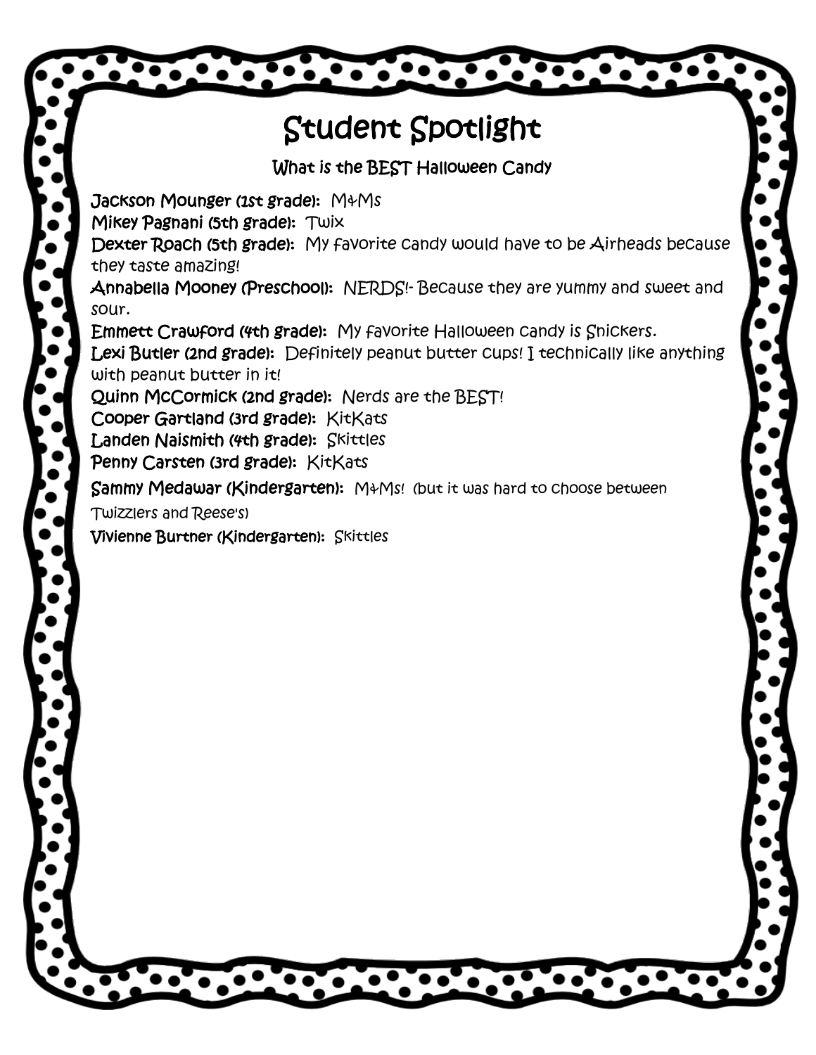# Student Spotlight

## What is the BEST Halloween Candy

**Jackson Mounger (1st grade):** M&Ms

**Mikey Pagnani (5th grade):** Twix

**Dexter Roach (5th grade):** My favorite candy would have to be Airheads because they taste amazing!

**Annabella Mooney (Preschool):** NERDS!- Because they are yummy and sweet and sour.

**Emmett Crawford (4th grade):** My favorite Halloween candy is Snickers.

**Lexi Butler (2nd grade):** Definitely peanut butter cups! I technically like anything with peanut butter in it!

**Quinn McCormick (2nd grade):** Nerds are the BEST!

**Cooper Gartland (3rd grade):** KitKats

**Landen Naismith (4th grade):** Skittles

**Penny Carsten (3rd grade):** KitKats

**Sammy Medawar (Kindergarten):** M&Ms! (but it was hard to choose between Twizzlers and Reese's)

**Vivienne Burtner (Kindergarten):** Skittles